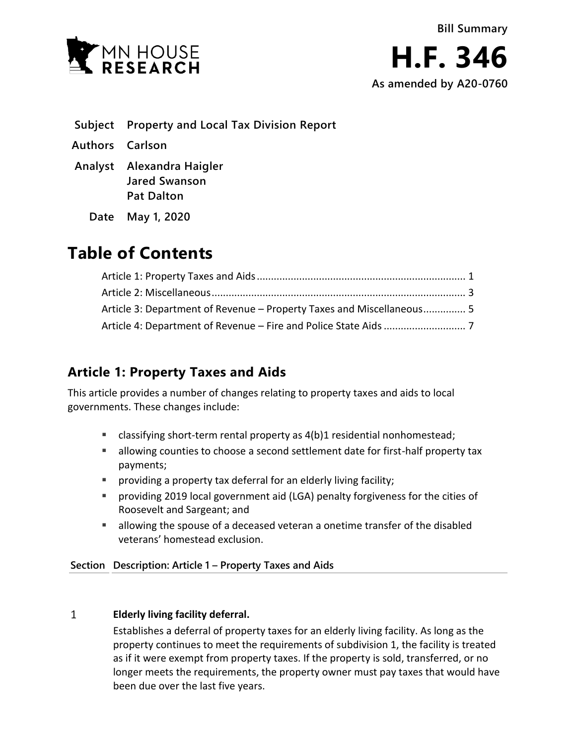**Bill Summary**

# H.F. 346

**As amended by A20-0760**

| | |
|---|---|
| **Subject** | **Property and Local Tax Division Report** |
| **Authors** | **Carlson** |
| **Analyst** | **Alexandra Haigler**<br>**Jared Swanson**<br>**Pat Dalton** |
| **Date** | **May 1, 2020** |

## Table of Contents

Article 1: Property Taxes and Aids ........................................................................ 1
Article 2: Miscellaneous ........................................................................................ 3
Article 3: Department of Revenue – Property Taxes and Miscellaneous .............. 5
Article 4: Department of Revenue – Fire and Police State Aids ............................ 7

## Article 1: Property Taxes and Aids

This article provides a number of changes relating to property taxes and aids to local governments. These changes include:

- classifying short-term rental property as 4(b)1 residential nonhomestead;
- allowing counties to choose a second settlement date for first-half property tax payments;
- providing a property tax deferral for an elderly living facility;
- providing 2019 local government aid (LGA) penalty forgiveness for the cities of Roosevelt and Sargeant; and
- allowing the spouse of a deceased veteran a onetime transfer of the disabled veterans' homestead exclusion.

| Section | Description: Article 1 – Property Taxes and Aids |
|---|---|
| 1 | **Elderly living facility deferral.**<br>Establishes a deferral of property taxes for an elderly living facility. As long as the property continues to meet the requirements of subdivision 1, the facility is treated as if it were exempt from property taxes. If the property is sold, transferred, or no longer meets the requirements, the property owner must pay taxes that would have been due over the last five years. |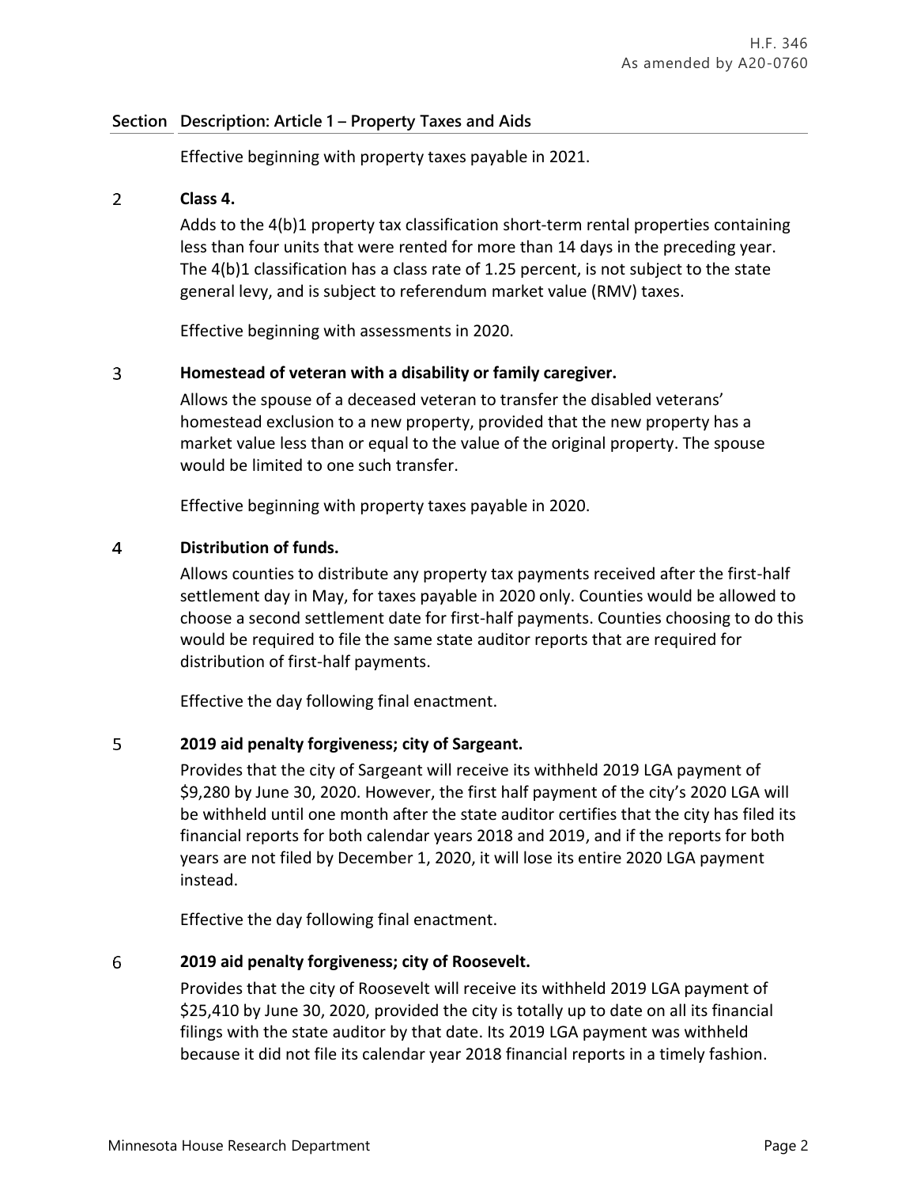| Section | Description: Article 1 – Property Taxes and Aids |
|---|---|
| | Effective beginning with property taxes payable in 2021. |
| 2 | **Class 4.** |
| | Adds to the 4(b)1 property tax classification short-term rental properties containing less than four units that were rented for more than 14 days in the preceding year. The 4(b)1 classification has a class rate of 1.25 percent, is not subject to the state general levy, and is subject to referendum market value (RMV) taxes. |
| | Effective beginning with assessments in 2020. |
| 3 | **Homestead of veteran with a disability or family caregiver.** |
| | Allows the spouse of a deceased veteran to transfer the disabled veterans' homestead exclusion to a new property, provided that the new property has a market value less than or equal to the value of the original property. The spouse would be limited to one such transfer. |
| | Effective beginning with property taxes payable in 2020. |
| 4 | **Distribution of funds.** |
| | Allows counties to distribute any property tax payments received after the first-half settlement day in May, for taxes payable in 2020 only. Counties would be allowed to choose a second settlement date for first-half payments. Counties choosing to do this would be required to file the same state auditor reports that are required for distribution of first-half payments. |
| | Effective the day following final enactment. |
| 5 | **2019 aid penalty forgiveness; city of Sargeant.** |
| | Provides that the city of Sargeant will receive its withheld 2019 LGA payment of $9,280 by June 30, 2020. However, the first half payment of the city's 2020 LGA will be withheld until one month after the state auditor certifies that the city has filed its financial reports for both calendar years 2018 and 2019, and if the reports for both years are not filed by December 1, 2020, it will lose its entire 2020 LGA payment instead. |
| | Effective the day following final enactment. |
| 6 | **2019 aid penalty forgiveness; city of Roosevelt.** |
| | Provides that the city of Roosevelt will receive its withheld 2019 LGA payment of $25,410 by June 30, 2020, provided the city is totally up to date on all its financial filings with the state auditor by that date. Its 2019 LGA payment was withheld because it did not file its calendar year 2018 financial reports in a timely fashion. |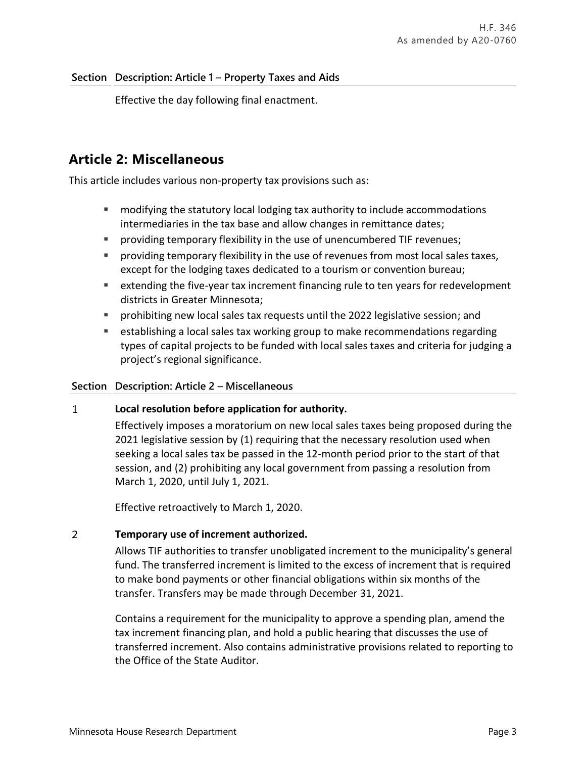| Section | Description: Article 1 – Property Taxes and Aids |
|---|---|
| | Effective the day following final enactment. |

## Article 2: Miscellaneous

This article includes various non-property tax provisions such as:

- modifying the statutory local lodging tax authority to include accommodations intermediaries in the tax base and allow changes in remittance dates;
- providing temporary flexibility in the use of unencumbered TIF revenues;
- providing temporary flexibility in the use of revenues from most local sales taxes, except for the lodging taxes dedicated to a tourism or convention bureau;
- extending the five-year tax increment financing rule to ten years for redevelopment districts in Greater Minnesota;
- prohibiting new local sales tax requests until the 2022 legislative session; and
- establishing a local sales tax working group to make recommendations regarding types of capital projects to be funded with local sales taxes and criteria for judging a project's regional significance.

| Section | Description: Article 2 – Miscellaneous |
|---|---|
| 1 | **Local resolution before application for authority.**<br>Effectively imposes a moratorium on new local sales taxes being proposed during the 2021 legislative session by (1) requiring that the necessary resolution used when seeking a local sales tax be passed in the 12-month period prior to the start of that session, and (2) prohibiting any local government from passing a resolution from March 1, 2020, until July 1, 2021.<br><br>Effective retroactively to March 1, 2020. |
| 2 | **Temporary use of increment authorized.**<br>Allows TIF authorities to transfer unobligated increment to the municipality's general fund. The transferred increment is limited to the excess of increment that is required to make bond payments or other financial obligations within six months of the transfer. Transfers may be made through December 31, 2021.<br><br>Contains a requirement for the municipality to approve a spending plan, amend the tax increment financing plan, and hold a public hearing that discusses the use of transferred increment. Also contains administrative provisions related to reporting to the Office of the State Auditor. |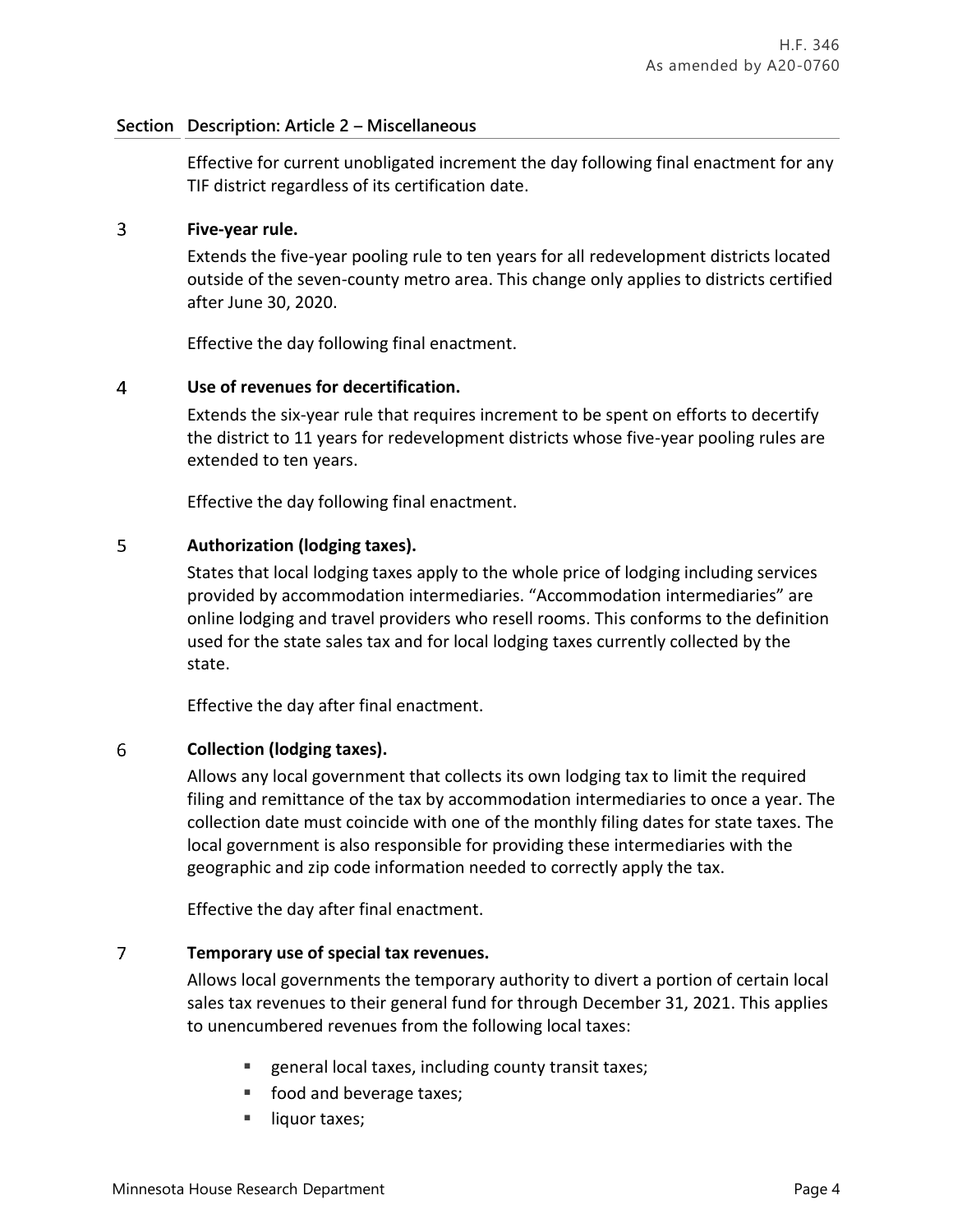| Section | Description: Article 2 – Miscellaneous |
|---|---|
| | Effective for current unobligated increment the day following final enactment for any TIF district regardless of its certification date. |
| 3 | **Five-year rule.**<br>Extends the five-year pooling rule to ten years for all redevelopment districts located outside of the seven-county metro area. This change only applies to districts certified after June 30, 2020.<br><br>Effective the day following final enactment. |
| 4 | **Use of revenues for decertification.**<br>Extends the six-year rule that requires increment to be spent on efforts to decertify the district to 11 years for redevelopment districts whose five-year pooling rules are extended to ten years.<br><br>Effective the day following final enactment. |
| 5 | **Authorization (lodging taxes).**<br>States that local lodging taxes apply to the whole price of lodging including services provided by accommodation intermediaries. "Accommodation intermediaries" are online lodging and travel providers who resell rooms. This conforms to the definition used for the state sales tax and for local lodging taxes currently collected by the state.<br><br>Effective the day after final enactment. |
| 6 | **Collection (lodging taxes).**<br>Allows any local government that collects its own lodging tax to limit the required filing and remittance of the tax by accommodation intermediaries to once a year. The collection date must coincide with one of the monthly filing dates for state taxes. The local government is also responsible for providing these intermediaries with the geographic and zip code information needed to correctly apply the tax.<br><br>Effective the day after final enactment. |
| 7 | **Temporary use of special tax revenues.**<br>Allows local governments the temporary authority to divert a portion of certain local sales tax revenues to their general fund for through December 31, 2021. This applies to unencumbered revenues from the following local taxes:<br>▪ general local taxes, including county transit taxes;<br>▪ food and beverage taxes;<br>▪ liquor taxes; |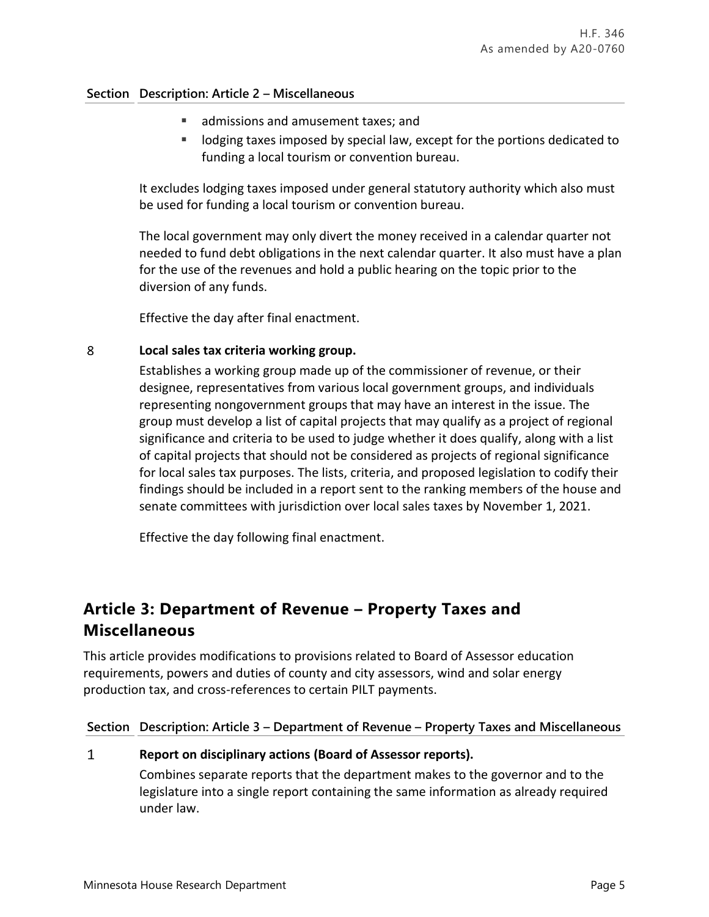| Section | Description: Article 2 – Miscellaneous |
|---|---|
| | ▪ admissions and amusement taxes; and<br>▪ lodging taxes imposed by special law, except for the portions dedicated to funding a local tourism or convention bureau.<br><br>It excludes lodging taxes imposed under general statutory authority which also must be used for funding a local tourism or convention bureau.<br><br>The local government may only divert the money received in a calendar quarter not needed to fund debt obligations in the next calendar quarter. It also must have a plan for the use of the revenues and hold a public hearing on the topic prior to the diversion of any funds.<br><br>Effective the day after final enactment. |
| 8 | **Local sales tax criteria working group.**<br>Establishes a working group made up of the commissioner of revenue, or their designee, representatives from various local government groups, and individuals representing nongovernment groups that may have an interest in the issue. The group must develop a list of capital projects that may qualify as a project of regional significance and criteria to be used to judge whether it does qualify, along with a list of capital projects that should not be considered as projects of regional significance for local sales tax purposes. The lists, criteria, and proposed legislation to codify their findings should be included in a report sent to the ranking members of the house and senate committees with jurisdiction over local sales taxes by November 1, 2021.<br><br>Effective the day following final enactment. |

## Article 3: Department of Revenue – Property Taxes and Miscellaneous

This article provides modifications to provisions related to Board of Assessor education requirements, powers and duties of county and city assessors, wind and solar energy production tax, and cross-references to certain PILT payments.

| Section | Description: Article 3 – Department of Revenue – Property Taxes and Miscellaneous |
|---|---|
| 1 | **Report on disciplinary actions (Board of Assessor reports).**<br>Combines separate reports that the department makes to the governor and to the legislature into a single report containing the same information as already required under law. |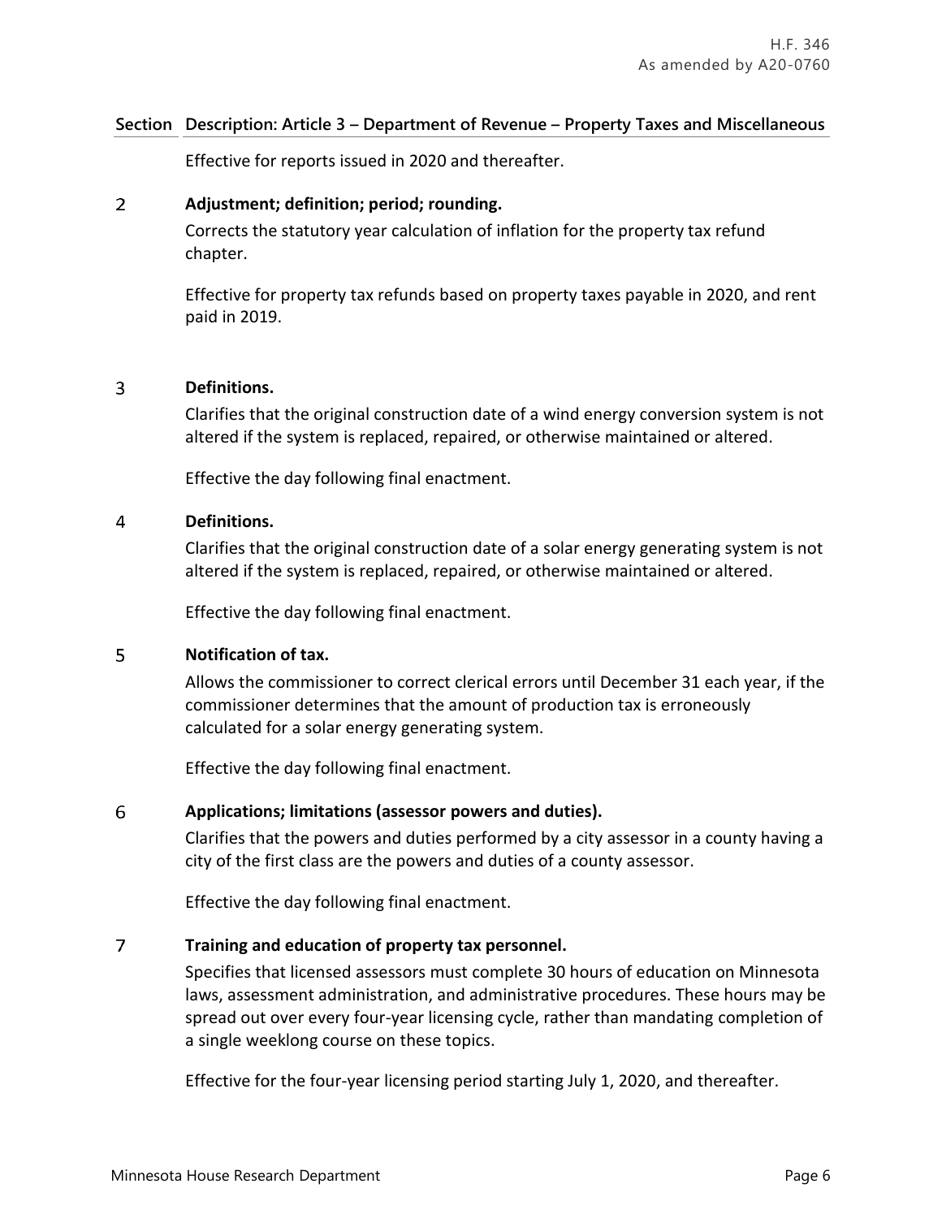| Section | Description: Article 3 – Department of Revenue – Property Taxes and Miscellaneous |
|---|---|
| | Effective for reports issued in 2020 and thereafter. |
| 2 | **Adjustment; definition; period; rounding.**<br>Corrects the statutory year calculation of inflation for the property tax refund chapter.<br><br>Effective for property tax refunds based on property taxes payable in 2020, and rent paid in 2019. |
| 3 | **Definitions.**<br>Clarifies that the original construction date of a wind energy conversion system is not altered if the system is replaced, repaired, or otherwise maintained or altered.<br><br>Effective the day following final enactment. |
| 4 | **Definitions.**<br>Clarifies that the original construction date of a solar energy generating system is not altered if the system is replaced, repaired, or otherwise maintained or altered.<br><br>Effective the day following final enactment. |
| 5 | **Notification of tax.**<br>Allows the commissioner to correct clerical errors until December 31 each year, if the commissioner determines that the amount of production tax is erroneously calculated for a solar energy generating system.<br><br>Effective the day following final enactment. |
| 6 | **Applications; limitations (assessor powers and duties).**<br>Clarifies that the powers and duties performed by a city assessor in a county having a city of the first class are the powers and duties of a county assessor.<br><br>Effective the day following final enactment. |
| 7 | **Training and education of property tax personnel.**<br>Specifies that licensed assessors must complete 30 hours of education on Minnesota laws, assessment administration, and administrative procedures. These hours may be spread out over every four-year licensing cycle, rather than mandating completion of a single weeklong course on these topics.<br><br>Effective for the four-year licensing period starting July 1, 2020, and thereafter. |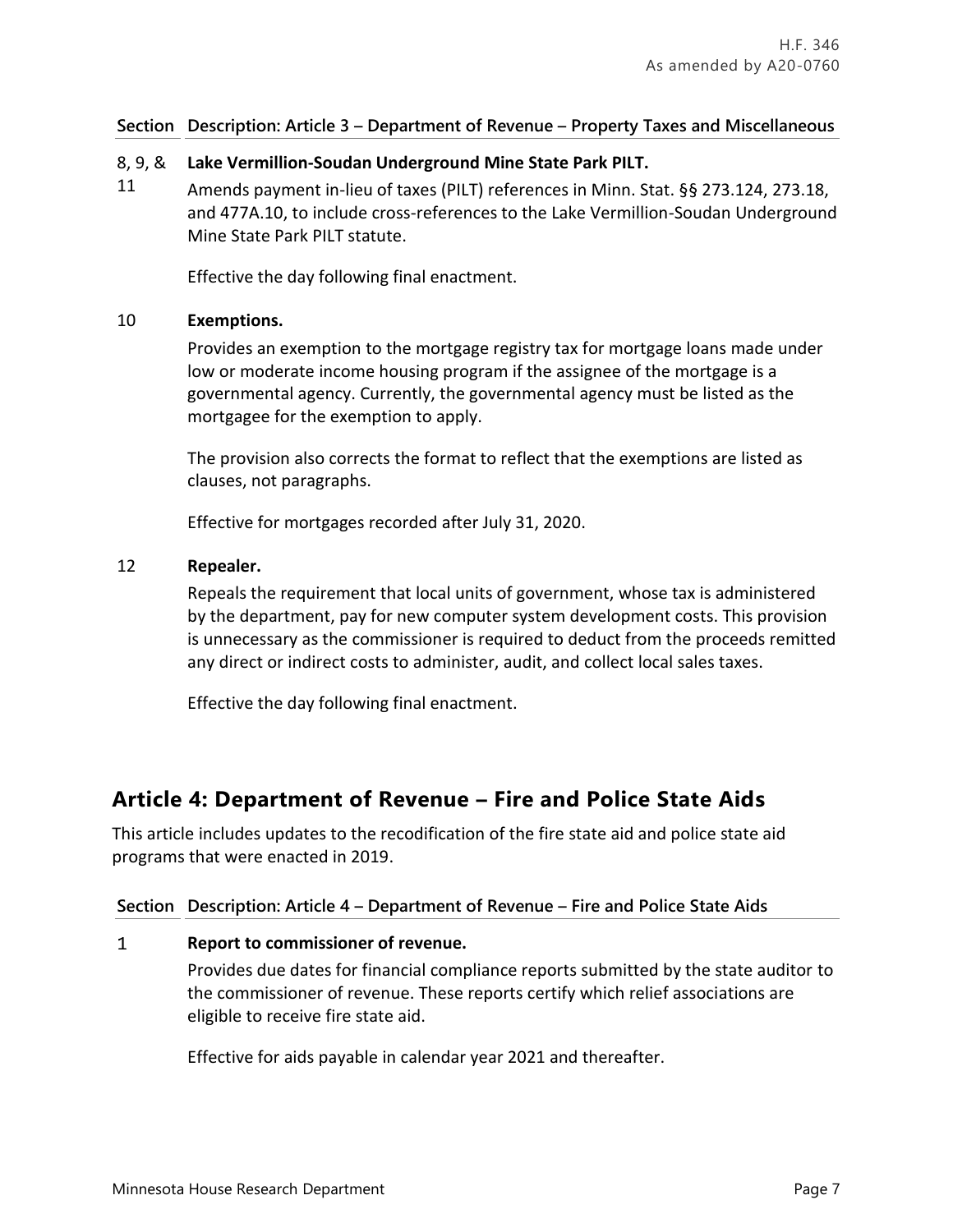| Section | Description: Article 3 – Department of Revenue – Property Taxes and Miscellaneous |
|---|---|
| 8, 9, & 11 | **Lake Vermillion-Soudan Underground Mine State Park PILT.**<br>Amends payment in-lieu of taxes (PILT) references in Minn. Stat. §§ 273.124, 273.18, and 477A.10, to include cross-references to the Lake Vermillion-Soudan Underground Mine State Park PILT statute.<br><br>Effective the day following final enactment. |
| 10 | **Exemptions.**<br>Provides an exemption to the mortgage registry tax for mortgage loans made under low or moderate income housing program if the assignee of the mortgage is a governmental agency. Currently, the governmental agency must be listed as the mortgagee for the exemption to apply.<br><br>The provision also corrects the format to reflect that the exemptions are listed as clauses, not paragraphs.<br><br>Effective for mortgages recorded after July 31, 2020. |
| 12 | **Repealer.**<br>Repeals the requirement that local units of government, whose tax is administered by the department, pay for new computer system development costs. This provision is unnecessary as the commissioner is required to deduct from the proceeds remitted any direct or indirect costs to administer, audit, and collect local sales taxes.<br><br>Effective the day following final enactment. |

## Article 4: Department of Revenue – Fire and Police State Aids

This article includes updates to the recodification of the fire state aid and police state aid programs that were enacted in 2019.

| Section | Description: Article 4 – Department of Revenue – Fire and Police State Aids |
|---|---|
| 1 | **Report to commissioner of revenue.**<br>Provides due dates for financial compliance reports submitted by the state auditor to the commissioner of revenue. These reports certify which relief associations are eligible to receive fire state aid.<br><br>Effective for aids payable in calendar year 2021 and thereafter. |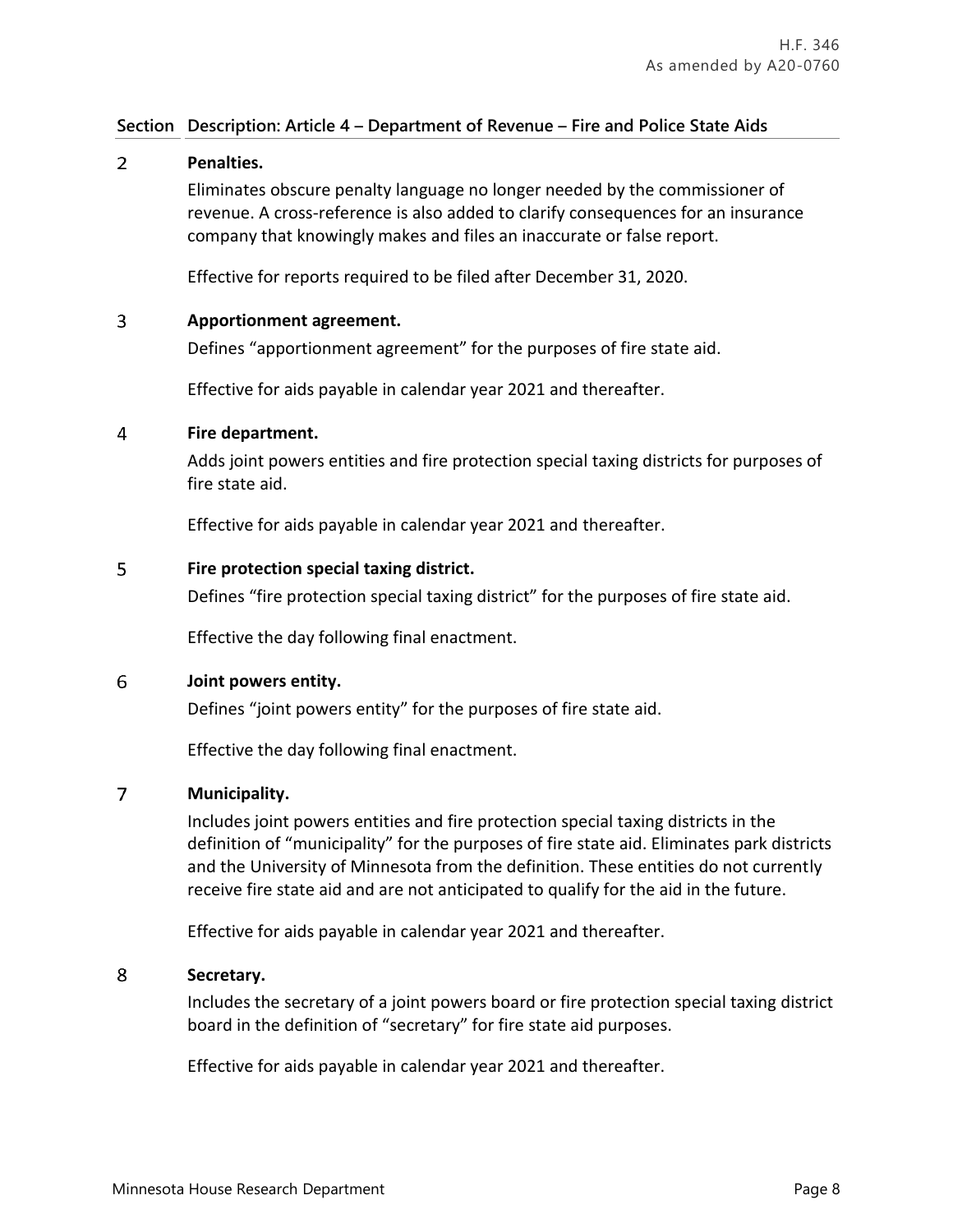| Section | Description: Article 4 – Department of Revenue – Fire and Police State Aids |
|---|---|

**2 Penalties.**

Eliminates obscure penalty language no longer needed by the commissioner of revenue. A cross-reference is also added to clarify consequences for an insurance company that knowingly makes and files an inaccurate or false report.

Effective for reports required to be filed after December 31, 2020.

**3 Apportionment agreement.**

Defines "apportionment agreement" for the purposes of fire state aid.

Effective for aids payable in calendar year 2021 and thereafter.

**4 Fire department.**

Adds joint powers entities and fire protection special taxing districts for purposes of fire state aid.

Effective for aids payable in calendar year 2021 and thereafter.

**5 Fire protection special taxing district.**

Defines "fire protection special taxing district" for the purposes of fire state aid.

Effective the day following final enactment.

**6 Joint powers entity.**

Defines "joint powers entity" for the purposes of fire state aid.

Effective the day following final enactment.

**7 Municipality.**

Includes joint powers entities and fire protection special taxing districts in the definition of "municipality" for the purposes of fire state aid. Eliminates park districts and the University of Minnesota from the definition. These entities do not currently receive fire state aid and are not anticipated to qualify for the aid in the future.

Effective for aids payable in calendar year 2021 and thereafter.

**8 Secretary.**

Includes the secretary of a joint powers board or fire protection special taxing district board in the definition of "secretary" for fire state aid purposes.

Effective for aids payable in calendar year 2021 and thereafter.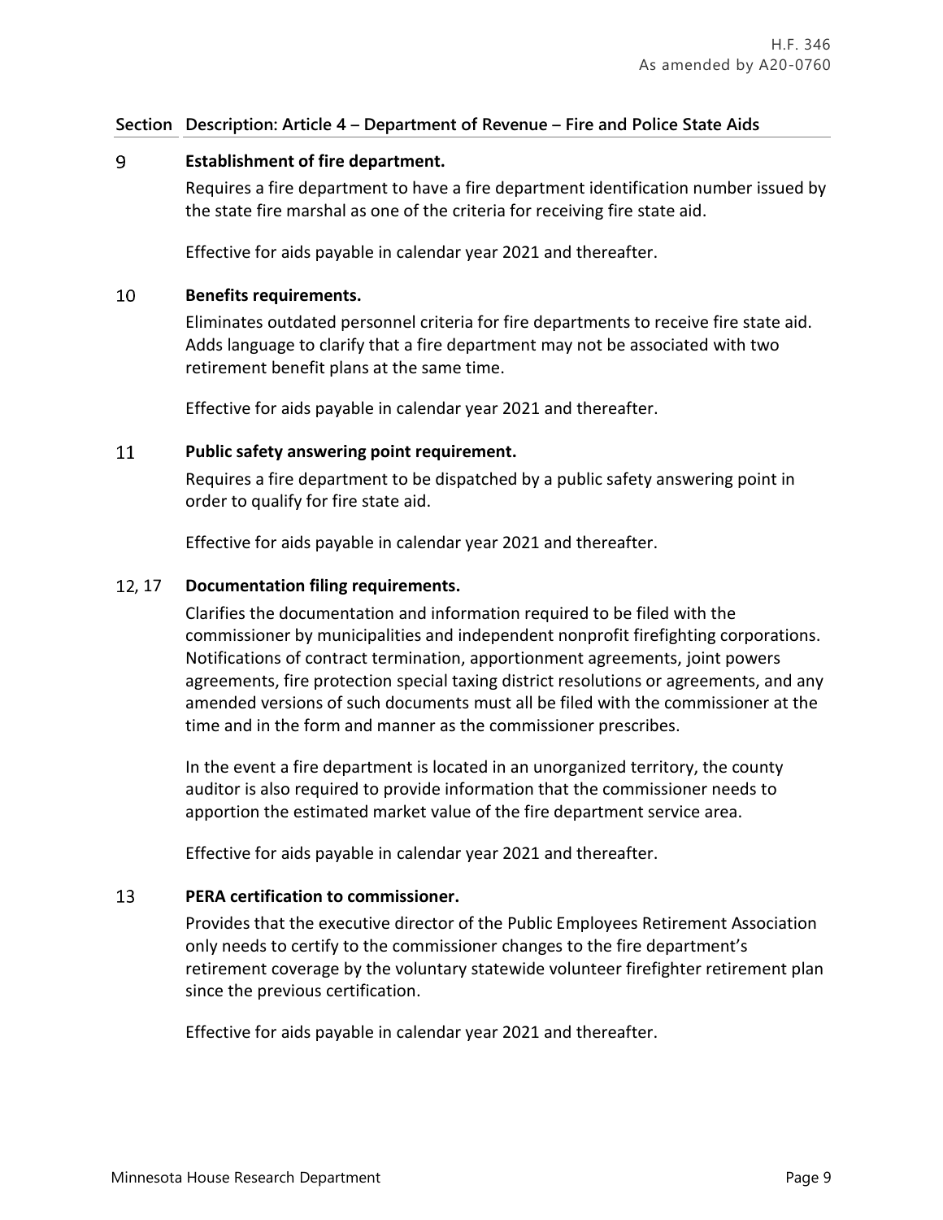| Section | Description: Article 4 – Department of Revenue – Fire and Police State Aids |
|---|---|
| 9 | **Establishment of fire department.**<br><br>Requires a fire department to have a fire department identification number issued by the state fire marshal as one of the criteria for receiving fire state aid.<br><br>Effective for aids payable in calendar year 2021 and thereafter. |
| 10 | **Benefits requirements.**<br><br>Eliminates outdated personnel criteria for fire departments to receive fire state aid. Adds language to clarify that a fire department may not be associated with two retirement benefit plans at the same time.<br><br>Effective for aids payable in calendar year 2021 and thereafter. |
| 11 | **Public safety answering point requirement.**<br><br>Requires a fire department to be dispatched by a public safety answering point in order to qualify for fire state aid.<br><br>Effective for aids payable in calendar year 2021 and thereafter. |
| 12, 17 | **Documentation filing requirements.**<br><br>Clarifies the documentation and information required to be filed with the commissioner by municipalities and independent nonprofit firefighting corporations. Notifications of contract termination, apportionment agreements, joint powers agreements, fire protection special taxing district resolutions or agreements, and any amended versions of such documents must all be filed with the commissioner at the time and in the form and manner as the commissioner prescribes.<br><br>In the event a fire department is located in an unorganized territory, the county auditor is also required to provide information that the commissioner needs to apportion the estimated market value of the fire department service area.<br><br>Effective for aids payable in calendar year 2021 and thereafter. |
| 13 | **PERA certification to commissioner.**<br><br>Provides that the executive director of the Public Employees Retirement Association only needs to certify to the commissioner changes to the fire department's retirement coverage by the voluntary statewide volunteer firefighter retirement plan since the previous certification.<br><br>Effective for aids payable in calendar year 2021 and thereafter. |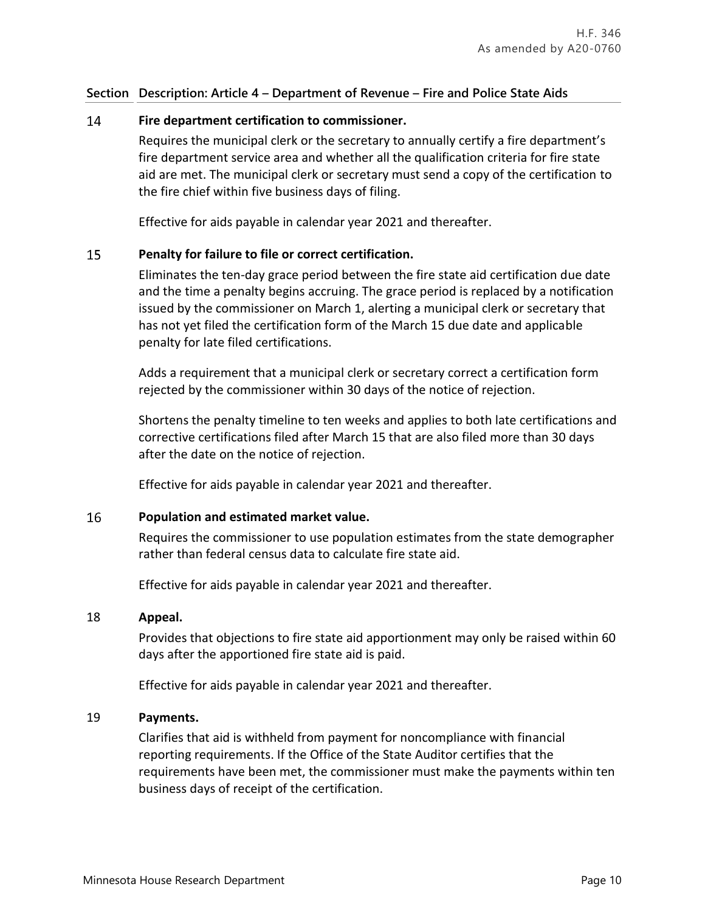| Section | Description: Article 4 – Department of Revenue – Fire and Police State Aids |
|---|---|

**14 Fire department certification to commissioner.**

Requires the municipal clerk or the secretary to annually certify a fire department's fire department service area and whether all the qualification criteria for fire state aid are met. The municipal clerk or secretary must send a copy of the certification to the fire chief within five business days of filing.

Effective for aids payable in calendar year 2021 and thereafter.

**15 Penalty for failure to file or correct certification.**

Eliminates the ten-day grace period between the fire state aid certification due date and the time a penalty begins accruing. The grace period is replaced by a notification issued by the commissioner on March 1, alerting a municipal clerk or secretary that has not yet filed the certification form of the March 15 due date and applicable penalty for late filed certifications.

Adds a requirement that a municipal clerk or secretary correct a certification form rejected by the commissioner within 30 days of the notice of rejection.

Shortens the penalty timeline to ten weeks and applies to both late certifications and corrective certifications filed after March 15 that are also filed more than 30 days after the date on the notice of rejection.

Effective for aids payable in calendar year 2021 and thereafter.

**16 Population and estimated market value.**

Requires the commissioner to use population estimates from the state demographer rather than federal census data to calculate fire state aid.

Effective for aids payable in calendar year 2021 and thereafter.

**18 Appeal.**

Provides that objections to fire state aid apportionment may only be raised within 60 days after the apportioned fire state aid is paid.

Effective for aids payable in calendar year 2021 and thereafter.

**19 Payments.**

Clarifies that aid is withheld from payment for noncompliance with financial reporting requirements. If the Office of the State Auditor certifies that the requirements have been met, the commissioner must make the payments within ten business days of receipt of the certification.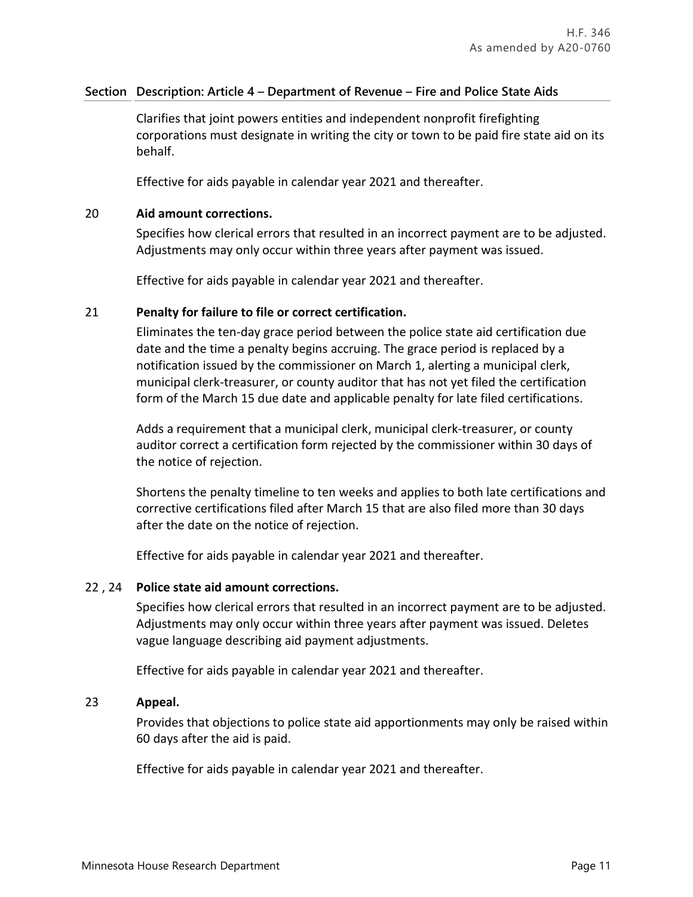| Section | Description: Article 4 – Department of Revenue – Fire and Police State Aids |
|---|---|
| | Clarifies that joint powers entities and independent nonprofit firefighting corporations must designate in writing the city or town to be paid fire state aid on its behalf.<br><br>Effective for aids payable in calendar year 2021 and thereafter. |
| 20 | **Aid amount corrections.**<br><br>Specifies how clerical errors that resulted in an incorrect payment are to be adjusted. Adjustments may only occur within three years after payment was issued.<br><br>Effective for aids payable in calendar year 2021 and thereafter. |
| 21 | **Penalty for failure to file or correct certification.**<br><br>Eliminates the ten-day grace period between the police state aid certification due date and the time a penalty begins accruing. The grace period is replaced by a notification issued by the commissioner on March 1, alerting a municipal clerk, municipal clerk-treasurer, or county auditor that has not yet filed the certification form of the March 15 due date and applicable penalty for late filed certifications.<br><br>Adds a requirement that a municipal clerk, municipal clerk-treasurer, or county auditor correct a certification form rejected by the commissioner within 30 days of the notice of rejection.<br><br>Shortens the penalty timeline to ten weeks and applies to both late certifications and corrective certifications filed after March 15 that are also filed more than 30 days after the date on the notice of rejection.<br><br>Effective for aids payable in calendar year 2021 and thereafter. |
| 22 , 24 | **Police state aid amount corrections.**<br><br>Specifies how clerical errors that resulted in an incorrect payment are to be adjusted. Adjustments may only occur within three years after payment was issued. Deletes vague language describing aid payment adjustments.<br><br>Effective for aids payable in calendar year 2021 and thereafter. |
| 23 | **Appeal.**<br><br>Provides that objections to police state aid apportionments may only be raised within 60 days after the aid is paid.<br><br>Effective for aids payable in calendar year 2021 and thereafter. |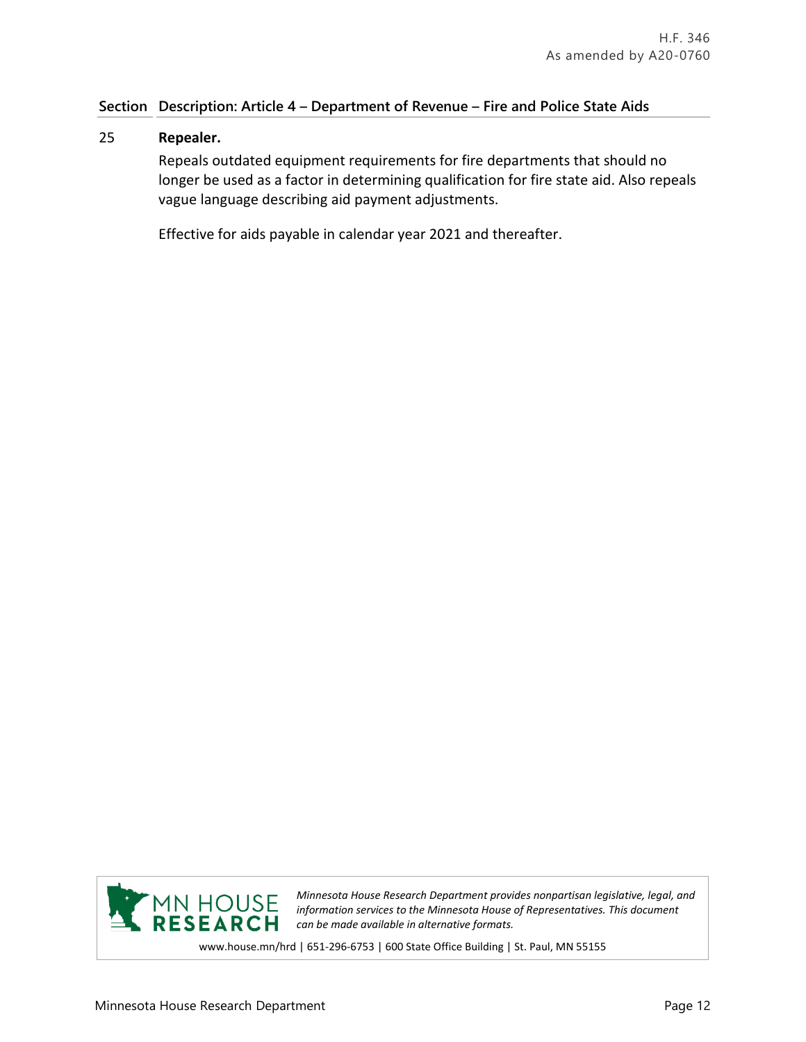| Section | Description: Article 4 – Department of Revenue – Fire and Police State Aids |
| --- | --- |
| 25 | **Repealer.** Repeals outdated equipment requirements for fire departments that should no longer be used as a factor in determining qualification for fire state aid. Also repeals vague language describing aid payment adjustments. Effective for aids payable in calendar year 2021 and thereafter. |

MN HOUSE RESEARCH

*Minnesota House Research Department provides nonpartisan legislative, legal, and information services to the Minnesota House of Representatives. This document can be made available in alternative formats.*

www.house.mn/hrd | 651-296-6753 | 600 State Office Building | St. Paul, MN 55155